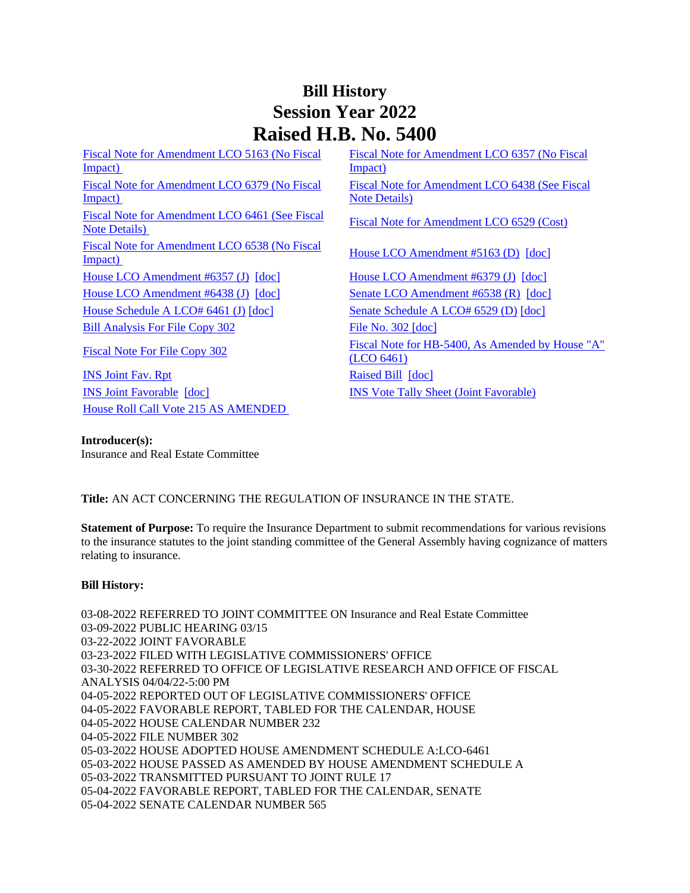# Bill History
# Session Year 2022
# Raised H.B. No. 5400

| | |
|---|---|
| Fiscal Note for Amendment LCO 5163 (No Fiscal Impact) | Fiscal Note for Amendment LCO 6357 (No Fiscal Impact) |
| Fiscal Note for Amendment LCO 6379 (No Fiscal Impact) | Fiscal Note for Amendment LCO 6438 (See Fiscal Note Details) |
| Fiscal Note for Amendment LCO 6461 (See Fiscal Note Details) | Fiscal Note for Amendment LCO 6529 (Cost) |
| Fiscal Note for Amendment LCO 6538 (No Fiscal Impact) | House LCO Amendment #5163 (D) [doc] |
| House LCO Amendment #6357 (J) [doc] | House LCO Amendment #6379 (J) [doc] |
| House LCO Amendment #6438 (J) [doc] | Senate LCO Amendment #6538 (R) [doc] |
| House Schedule A LCO# 6461 (J) [doc] | Senate Schedule A LCO# 6529 (D) [doc] |
| Bill Analysis For File Copy 302 | File No. 302 [doc] |
| Fiscal Note For File Copy 302 | Fiscal Note for HB-5400, As Amended by House "A" (LCO 6461) |
| INS Joint Fav. Rpt | Raised Bill [doc] |
| INS Joint Favorable [doc] | INS Vote Tally Sheet (Joint Favorable) |
| House Roll Call Vote 215 AS AMENDED | |

**Introducer(s):**
Insurance and Real Estate Committee

**Title:** AN ACT CONCERNING THE REGULATION OF INSURANCE IN THE STATE.

**Statement of Purpose:** To require the Insurance Department to submit recommendations for various revisions to the insurance statutes to the joint standing committee of the General Assembly having cognizance of matters relating to insurance.

**Bill History:**

03-08-2022 REFERRED TO JOINT COMMITTEE ON Insurance and Real Estate Committee
03-09-2022 PUBLIC HEARING 03/15
03-22-2022 JOINT FAVORABLE
03-23-2022 FILED WITH LEGISLATIVE COMMISSIONERS' OFFICE
03-30-2022 REFERRED TO OFFICE OF LEGISLATIVE RESEARCH AND OFFICE OF FISCAL ANALYSIS 04/04/22-5:00 PM
04-05-2022 REPORTED OUT OF LEGISLATIVE COMMISSIONERS' OFFICE
04-05-2022 FAVORABLE REPORT, TABLED FOR THE CALENDAR, HOUSE
04-05-2022 HOUSE CALENDAR NUMBER 232
04-05-2022 FILE NUMBER 302
05-03-2022 HOUSE ADOPTED HOUSE AMENDMENT SCHEDULE A:LCO-6461
05-03-2022 HOUSE PASSED AS AMENDED BY HOUSE AMENDMENT SCHEDULE A
05-03-2022 TRANSMITTED PURSUANT TO JOINT RULE 17
05-04-2022 FAVORABLE REPORT, TABLED FOR THE CALENDAR, SENATE
05-04-2022 SENATE CALENDAR NUMBER 565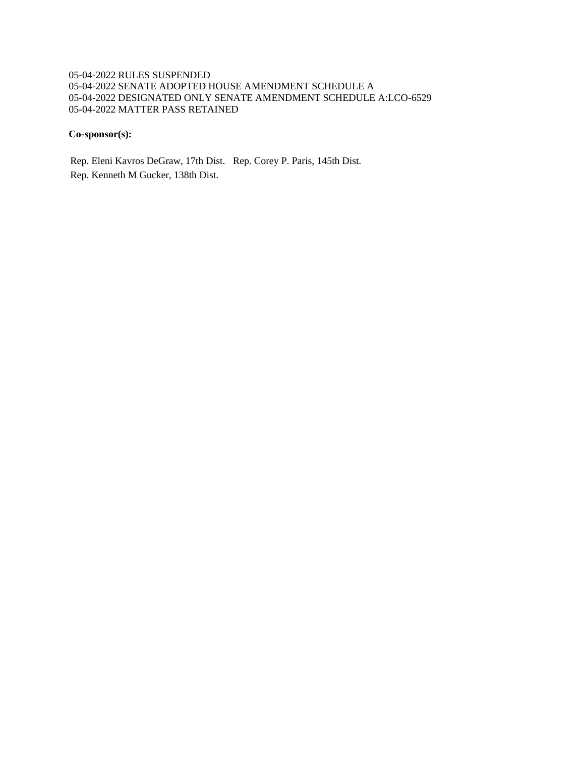05-04-2022 RULES SUSPENDED
05-04-2022 SENATE ADOPTED HOUSE AMENDMENT SCHEDULE A
05-04-2022 DESIGNATED ONLY SENATE AMENDMENT SCHEDULE A:LCO-6529
05-04-2022 MATTER PASS RETAINED

**Co-sponsor(s):**

Rep. Eleni Kavros DeGraw, 17th Dist.   Rep. Corey P. Paris, 145th Dist.
Rep. Kenneth M Gucker, 138th Dist.